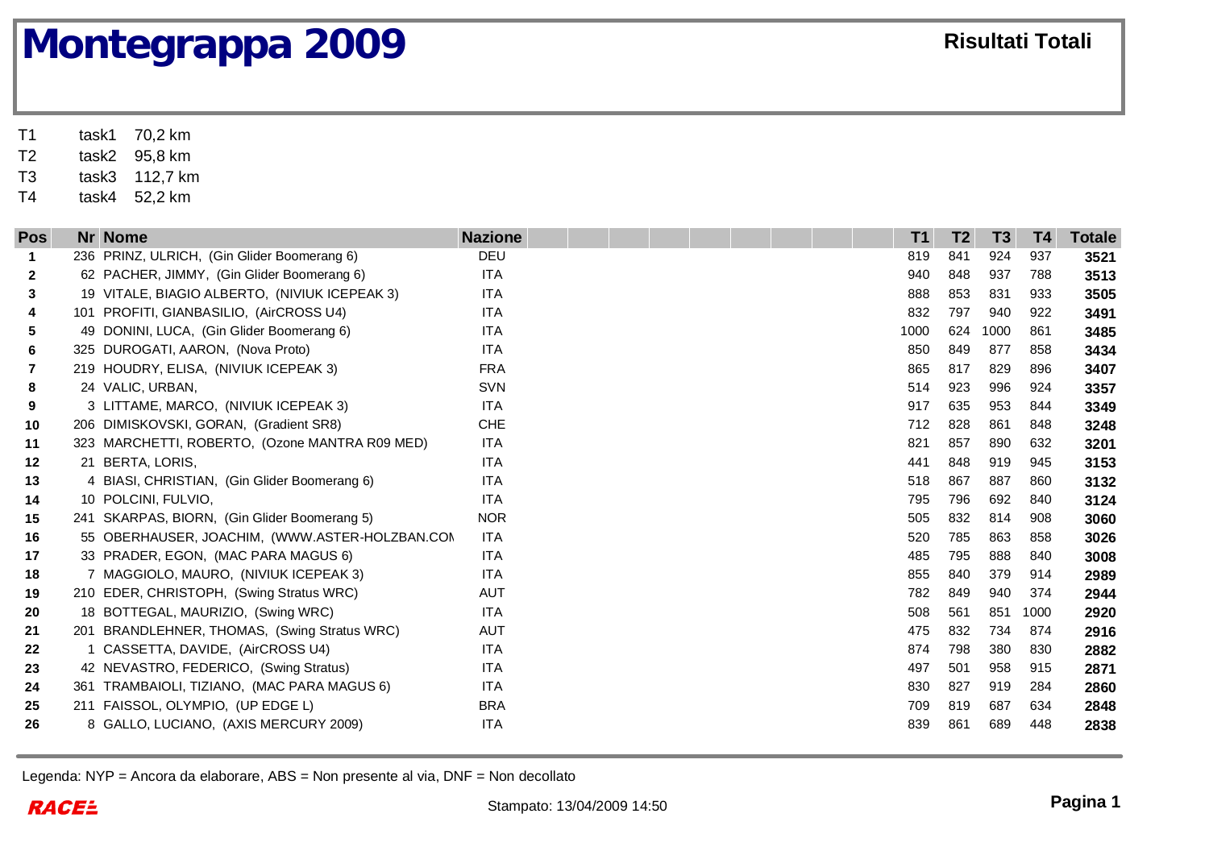# Montegrappa 2009

**Risultati Totali**

| | | |
|---|---|---|
| T1 | task1 | 70,2 km |
| T2 | task2 | 95,8 km |
| T3 | task3 | 112,7 km |
| T4 | task4 | 52,2 km |

| Pos | Nr | Nome | Nazione | T1 | T2 | T3 | T4 | Totale |
|---|---|---|---|---|---|---|---|---|
| 1 | 236 | PRINZ, ULRICH, (Gin Glider Boomerang 6) | DEU | 819 | 841 | 924 | 937 | **3521** |
| 2 | 62 | PACHER, JIMMY, (Gin Glider Boomerang 6) | ITA | 940 | 848 | 937 | 788 | **3513** |
| 3 | 19 | VITALE, BIAGIO ALBERTO, (NIVIUK ICEPEAK 3) | ITA | 888 | 853 | 831 | 933 | **3505** |
| 4 | 101 | PROFITI, GIANBASILIO, (AirCROSS U4) | ITA | 832 | 797 | 940 | 922 | **3491** |
| 5 | 49 | DONINI, LUCA, (Gin Glider Boomerang 6) | ITA | 1000 | 624 | 1000 | 861 | **3485** |
| 6 | 325 | DUROGATI, AARON, (Nova Proto) | ITA | 850 | 849 | 877 | 858 | **3434** |
| 7 | 219 | HOUDRY, ELISA, (NIVIUK ICEPEAK 3) | FRA | 865 | 817 | 829 | 896 | **3407** |
| 8 | 24 | VALIC, URBAN, | SVN | 514 | 923 | 996 | 924 | **3357** |
| 9 | 3 | LITTAME, MARCO, (NIVIUK ICEPEAK 3) | ITA | 917 | 635 | 953 | 844 | **3349** |
| 10 | 206 | DIMISKOVSKI, GORAN, (Gradient SR8) | CHE | 712 | 828 | 861 | 848 | **3248** |
| 11 | 323 | MARCHETTI, ROBERTO, (Ozone MANTRA R09 MED) | ITA | 821 | 857 | 890 | 632 | **3201** |
| 12 | 21 | BERTA, LORIS, | ITA | 441 | 848 | 919 | 945 | **3153** |
| 13 | 4 | BIASI, CHRISTIAN, (Gin Glider Boomerang 6) | ITA | 518 | 867 | 887 | 860 | **3132** |
| 14 | 10 | POLCINI, FULVIO, | ITA | 795 | 796 | 692 | 840 | **3124** |
| 15 | 241 | SKARPAS, BIORN, (Gin Glider Boomerang 5) | NOR | 505 | 832 | 814 | 908 | **3060** |
| 16 | 55 | OBERHAUSER, JOACHIM, (WWW.ASTER-HOLZBAN.COM | ITA | 520 | 785 | 863 | 858 | **3026** |
| 17 | 33 | PRADER, EGON, (MAC PARA MAGUS 6) | ITA | 485 | 795 | 888 | 840 | **3008** |
| 18 | 7 | MAGGIOLO, MAURO, (NIVIUK ICEPEAK 3) | ITA | 855 | 840 | 379 | 914 | **2989** |
| 19 | 210 | EDER, CHRISTOPH, (Swing Stratus WRC) | AUT | 782 | 849 | 940 | 374 | **2944** |
| 20 | 18 | BOTTEGAL, MAURIZIO, (Swing WRC) | ITA | 508 | 561 | 851 | 1000 | **2920** |
| 21 | 201 | BRANDLEHNER, THOMAS, (Swing Stratus WRC) | AUT | 475 | 832 | 734 | 874 | **2916** |
| 22 | 1 | CASSETTA, DAVIDE, (AirCROSS U4) | ITA | 874 | 798 | 380 | 830 | **2882** |
| 23 | 42 | NEVASTRO, FEDERICO, (Swing Stratus) | ITA | 497 | 501 | 958 | 915 | **2871** |
| 24 | 361 | TRAMBAIOLI, TIZIANO, (MAC PARA MAGUS 6) | ITA | 830 | 827 | 919 | 284 | **2860** |
| 25 | 211 | FAISSOL, OLYMPIO, (UP EDGE L) | BRA | 709 | 819 | 687 | 634 | **2848** |
| 26 | 8 | GALLO, LUCIANO, (AXIS MERCURY 2009) | ITA | 839 | 861 | 689 | 448 | **2838** |

Legenda: NYP = Ancora da elaborare, ABS = Non presente al via, DNF = Non decollato

Stampato: 13/04/2009 14:50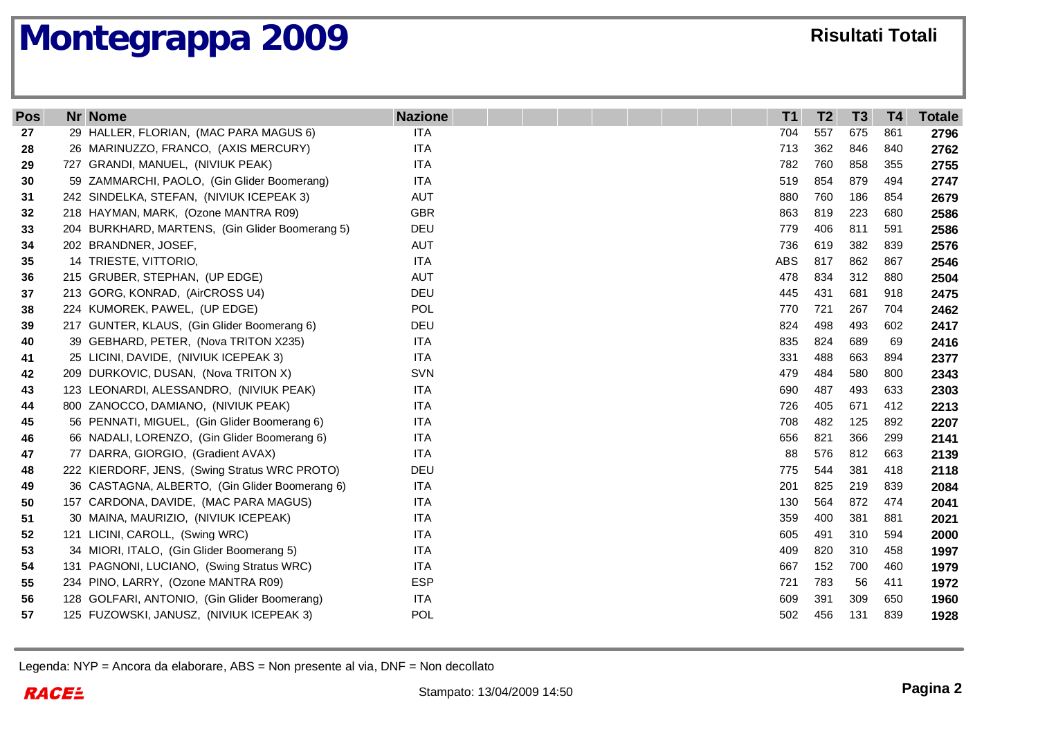# Montegrappa 2009

**Risultati Totali**

| Pos | Nr | Nome | Nazione | T1 | T2 | T3 | T4 | Totale |
|---|---|---|---|---|---|---|---|---|
| 27 | 29 | HALLER, FLORIAN, (MAC PARA MAGUS 6) | ITA | 704 | 557 | 675 | 861 | **2796** |
| 28 | 26 | MARINUZZO, FRANCO, (AXIS MERCURY) | ITA | 713 | 362 | 846 | 840 | **2762** |
| 29 | 727 | GRANDI, MANUEL, (NIVIUK PEAK) | ITA | 782 | 760 | 858 | 355 | **2755** |
| 30 | 59 | ZAMMARCHI, PAOLO, (Gin Glider Boomerang) | ITA | 519 | 854 | 879 | 494 | **2747** |
| 31 | 242 | SINDELKA, STEFAN, (NIVIUK ICEPEAK 3) | AUT | 880 | 760 | 186 | 854 | **2679** |
| 32 | 218 | HAYMAN, MARK, (Ozone MANTRA R09) | GBR | 863 | 819 | 223 | 680 | **2586** |
| 33 | 204 | BURKHARD, MARTENS, (Gin Glider Boomerang 5) | DEU | 779 | 406 | 811 | 591 | **2586** |
| 34 | 202 | BRANDNER, JOSEF, | AUT | 736 | 619 | 382 | 839 | **2576** |
| 35 | 14 | TRIESTE, VITTORIO, | ITA | ABS | 817 | 862 | 867 | **2546** |
| 36 | 215 | GRUBER, STEPHAN, (UP EDGE) | AUT | 478 | 834 | 312 | 880 | **2504** |
| 37 | 213 | GORG, KONRAD, (AirCROSS U4) | DEU | 445 | 431 | 681 | 918 | **2475** |
| 38 | 224 | KUMOREK, PAWEL, (UP EDGE) | POL | 770 | 721 | 267 | 704 | **2462** |
| 39 | 217 | GUNTER, KLAUS, (Gin Glider Boomerang 6) | DEU | 824 | 498 | 493 | 602 | **2417** |
| 40 | 39 | GEBHARD, PETER, (Nova TRITON X235) | ITA | 835 | 824 | 689 | 69 | **2416** |
| 41 | 25 | LICINI, DAVIDE, (NIVIUK ICEPEAK 3) | ITA | 331 | 488 | 663 | 894 | **2377** |
| 42 | 209 | DURKOVIC, DUSAN, (Nova TRITON X) | SVN | 479 | 484 | 580 | 800 | **2343** |
| 43 | 123 | LEONARDI, ALESSANDRO, (NIVIUK PEAK) | ITA | 690 | 487 | 493 | 633 | **2303** |
| 44 | 800 | ZANOCCO, DAMIANO, (NIVIUK PEAK) | ITA | 726 | 405 | 671 | 412 | **2213** |
| 45 | 56 | PENNATI, MIGUEL, (Gin Glider Boomerang 6) | ITA | 708 | 482 | 125 | 892 | **2207** |
| 46 | 66 | NADALI, LORENZO, (Gin Glider Boomerang 6) | ITA | 656 | 821 | 366 | 299 | **2141** |
| 47 | 77 | DARRA, GIORGIO, (Gradient AVAX) | ITA | 88 | 576 | 812 | 663 | **2139** |
| 48 | 222 | KIERDORF, JENS, (Swing Stratus WRC PROTO) | DEU | 775 | 544 | 381 | 418 | **2118** |
| 49 | 36 | CASTAGNA, ALBERTO, (Gin Glider Boomerang 6) | ITA | 201 | 825 | 219 | 839 | **2084** |
| 50 | 157 | CARDONA, DAVIDE, (MAC PARA MAGUS) | ITA | 130 | 564 | 872 | 474 | **2041** |
| 51 | 30 | MAINA, MAURIZIO, (NIVIUK ICEPEAK) | ITA | 359 | 400 | 381 | 881 | **2021** |
| 52 | 121 | LICINI, CAROLL, (Swing WRC) | ITA | 605 | 491 | 310 | 594 | **2000** |
| 53 | 34 | MIORI, ITALO, (Gin Glider Boomerang 5) | ITA | 409 | 820 | 310 | 458 | **1997** |
| 54 | 131 | PAGNONI, LUCIANO, (Swing Stratus WRC) | ITA | 667 | 152 | 700 | 460 | **1979** |
| 55 | 234 | PINO, LARRY, (Ozone MANTRA R09) | ESP | 721 | 783 | 56 | 411 | **1972** |
| 56 | 128 | GOLFARI, ANTONIO, (Gin Glider Boomerang) | ITA | 609 | 391 | 309 | 650 | **1960** |
| 57 | 125 | FUZOWSKI, JANUSZ, (NIVIUK ICEPEAK 3) | POL | 502 | 456 | 131 | 839 | **1928** |

Legenda: NYP = Ancora da elaborare, ABS = Non presente al via, DNF = Non decollato

Stampato: 13/04/2009 14:50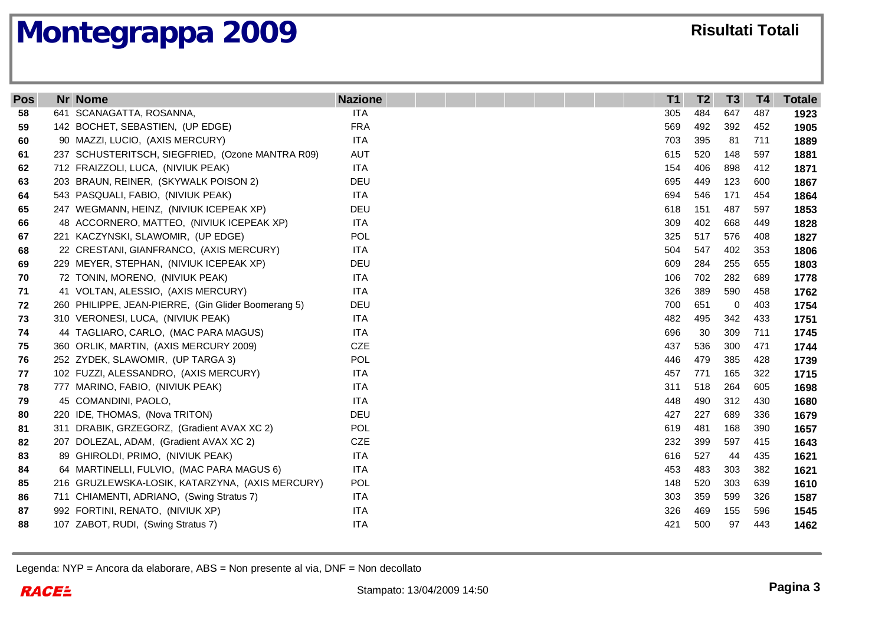# Montegrappa 2009

**Risultati Totali**

| Pos | Nr | Nome | Nazione | T1 | T2 | T3 | T4 | Totale |
|---|---|---|---|---|---|---|---|---|
| 58 | 641 | SCANAGATTA, ROSANNA, | ITA | 305 | 484 | 647 | 487 | 1923 |
| 59 | 142 | BOCHET, SEBASTIEN, (UP EDGE) | FRA | 569 | 492 | 392 | 452 | 1905 |
| 60 | 90 | MAZZI, LUCIO, (AXIS MERCURY) | ITA | 703 | 395 | 81 | 711 | 1889 |
| 61 | 237 | SCHUSTERITSCH, SIEGFRIED, (Ozone MANTRA R09) | AUT | 615 | 520 | 148 | 597 | 1881 |
| 62 | 712 | FRAIZZOLI, LUCA, (NIVIUK PEAK) | ITA | 154 | 406 | 898 | 412 | 1871 |
| 63 | 203 | BRAUN, REINER, (SKYWALK POISON 2) | DEU | 695 | 449 | 123 | 600 | 1867 |
| 64 | 543 | PASQUALI, FABIO, (NIVIUK PEAK) | ITA | 694 | 546 | 171 | 454 | 1864 |
| 65 | 247 | WEGMANN, HEINZ, (NIVIUK ICEPEAK XP) | DEU | 618 | 151 | 487 | 597 | 1853 |
| 66 | 48 | ACCORNERO, MATTEO, (NIVIUK ICEPEAK XP) | ITA | 309 | 402 | 668 | 449 | 1828 |
| 67 | 221 | KACZYNSKI, SLAWOMIR, (UP EDGE) | POL | 325 | 517 | 576 | 408 | 1827 |
| 68 | 22 | CRESTANI, GIANFRANCO, (AXIS MERCURY) | ITA | 504 | 547 | 402 | 353 | 1806 |
| 69 | 229 | MEYER, STEPHAN, (NIVIUK ICEPEAK XP) | DEU | 609 | 284 | 255 | 655 | 1803 |
| 70 | 72 | TONIN, MORENO, (NIVIUK PEAK) | ITA | 106 | 702 | 282 | 689 | 1778 |
| 71 | 41 | VOLTAN, ALESSIO, (AXIS MERCURY) | ITA | 326 | 389 | 590 | 458 | 1762 |
| 72 | 260 | PHILIPPE, JEAN-PIERRE, (Gin Glider Boomerang 5) | DEU | 700 | 651 | 0 | 403 | 1754 |
| 73 | 310 | VERONESI, LUCA, (NIVIUK PEAK) | ITA | 482 | 495 | 342 | 433 | 1751 |
| 74 | 44 | TAGLIARO, CARLO, (MAC PARA MAGUS) | ITA | 696 | 30 | 309 | 711 | 1745 |
| 75 | 360 | ORLIK, MARTIN, (AXIS MERCURY 2009) | CZE | 437 | 536 | 300 | 471 | 1744 |
| 76 | 252 | ZYDEK, SLAWOMIR, (UP TARGA 3) | POL | 446 | 479 | 385 | 428 | 1739 |
| 77 | 102 | FUZZI, ALESSANDRO, (AXIS MERCURY) | ITA | 457 | 771 | 165 | 322 | 1715 |
| 78 | 777 | MARINO, FABIO, (NIVIUK PEAK) | ITA | 311 | 518 | 264 | 605 | 1698 |
| 79 | 45 | COMANDINI, PAOLO, | ITA | 448 | 490 | 312 | 430 | 1680 |
| 80 | 220 | IDE, THOMAS, (Nova TRITON) | DEU | 427 | 227 | 689 | 336 | 1679 |
| 81 | 311 | DRABIK, GRZEGORZ, (Gradient AVAX XC 2) | POL | 619 | 481 | 168 | 390 | 1657 |
| 82 | 207 | DOLEZAL, ADAM, (Gradient AVAX XC 2) | CZE | 232 | 399 | 597 | 415 | 1643 |
| 83 | 89 | GHIROLDI, PRIMO, (NIVIUK PEAK) | ITA | 616 | 527 | 44 | 435 | 1621 |
| 84 | 64 | MARTINELLI, FULVIO, (MAC PARA MAGUS 6) | ITA | 453 | 483 | 303 | 382 | 1621 |
| 85 | 216 | GRUZLEWSKA-LOSIK, KATARZYNA, (AXIS MERCURY) | POL | 148 | 520 | 303 | 639 | 1610 |
| 86 | 711 | CHIAMENTI, ADRIANO, (Swing Stratus 7) | ITA | 303 | 359 | 599 | 326 | 1587 |
| 87 | 992 | FORTINI, RENATO, (NIVIUK XP) | ITA | 326 | 469 | 155 | 596 | 1545 |
| 88 | 107 | ZABOT, RUDI, (Swing Stratus 7) | ITA | 421 | 500 | 97 | 443 | 1462 |

Legenda: NYP = Ancora da elaborare, ABS = Non presente al via, DNF = Non decollato

Stampato: 13/04/2009 14:50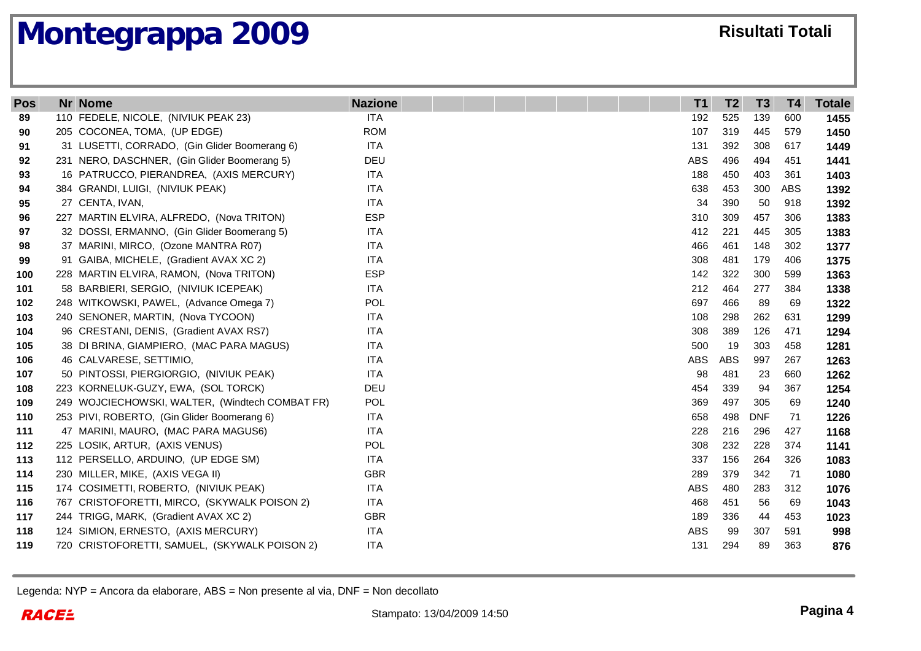# Montegrappa 2009

**Risultati Totali**

| Pos | Nr | Nome | Nazione | T1 | T2 | T3 | T4 | Totale |
|---|---|---|---|---|---|---|---|---|
| 89 | 110 | FEDELE, NICOLE, (NIVIUK PEAK 23) | ITA | 192 | 525 | 139 | 600 | 1455 |
| 90 | 205 | COCONEA, TOMA, (UP EDGE) | ROM | 107 | 319 | 445 | 579 | 1450 |
| 91 | 31 | LUSETTI, CORRADO, (Gin Glider Boomerang 6) | ITA | 131 | 392 | 308 | 617 | 1449 |
| 92 | 231 | NERO, DASCHNER, (Gin Glider Boomerang 5) | DEU | ABS | 496 | 494 | 451 | 1441 |
| 93 | 16 | PATRUCCO, PIERANDREA, (AXIS MERCURY) | ITA | 188 | 450 | 403 | 361 | 1403 |
| 94 | 384 | GRANDI, LUIGI, (NIVIUK PEAK) | ITA | 638 | 453 | 300 | ABS | 1392 |
| 95 | 27 | CENTA, IVAN, | ITA | 34 | 390 | 50 | 918 | 1392 |
| 96 | 227 | MARTIN ELVIRA, ALFREDO, (Nova TRITON) | ESP | 310 | 309 | 457 | 306 | 1383 |
| 97 | 32 | DOSSI, ERMANNO, (Gin Glider Boomerang 5) | ITA | 412 | 221 | 445 | 305 | 1383 |
| 98 | 37 | MARINI, MIRCO, (Ozone MANTRA R07) | ITA | 466 | 461 | 148 | 302 | 1377 |
| 99 | 91 | GAIBA, MICHELE, (Gradient AVAX XC 2) | ITA | 308 | 481 | 179 | 406 | 1375 |
| 100 | 228 | MARTIN ELVIRA, RAMON, (Nova TRITON) | ESP | 142 | 322 | 300 | 599 | 1363 |
| 101 | 58 | BARBIERI, SERGIO, (NIVIUK ICEPEAK) | ITA | 212 | 464 | 277 | 384 | 1338 |
| 102 | 248 | WITKOWSKI, PAWEL, (Advance Omega 7) | POL | 697 | 466 | 89 | 69 | 1322 |
| 103 | 240 | SENONER, MARTIN, (Nova TYCOON) | ITA | 108 | 298 | 262 | 631 | 1299 |
| 104 | 96 | CRESTANI, DENIS, (Gradient AVAX RS7) | ITA | 308 | 389 | 126 | 471 | 1294 |
| 105 | 38 | DI BRINA, GIAMPIERO, (MAC PARA MAGUS) | ITA | 500 | 19 | 303 | 458 | 1281 |
| 106 | 46 | CALVARESE, SETTIMIO, | ITA | ABS | ABS | 997 | 267 | 1263 |
| 107 | 50 | PINTOSSI, PIERGIORGIO, (NIVIUK PEAK) | ITA | 98 | 481 | 23 | 660 | 1262 |
| 108 | 223 | KORNELUK-GUZY, EWA, (SOL TORCK) | DEU | 454 | 339 | 94 | 367 | 1254 |
| 109 | 249 | WOJCIECHOWSKI, WALTER, (Windtech COMBAT FR) | POL | 369 | 497 | 305 | 69 | 1240 |
| 110 | 253 | PIVI, ROBERTO, (Gin Glider Boomerang 6) | ITA | 658 | 498 | DNF | 71 | 1226 |
| 111 | 47 | MARINI, MAURO, (MAC PARA MAGUS6) | ITA | 228 | 216 | 296 | 427 | 1168 |
| 112 | 225 | LOSIK, ARTUR, (AXIS VENUS) | POL | 308 | 232 | 228 | 374 | 1141 |
| 113 | 112 | PERSELLO, ARDUINO, (UP EDGE SM) | ITA | 337 | 156 | 264 | 326 | 1083 |
| 114 | 230 | MILLER, MIKE, (AXIS VEGA II) | GBR | 289 | 379 | 342 | 71 | 1080 |
| 115 | 174 | COSIMETTI, ROBERTO, (NIVIUK PEAK) | ITA | ABS | 480 | 283 | 312 | 1076 |
| 116 | 767 | CRISTOFORETTI, MIRCO, (SKYWALK POISON 2) | ITA | 468 | 451 | 56 | 69 | 1043 |
| 117 | 244 | TRIGG, MARK, (Gradient AVAX XC 2) | GBR | 189 | 336 | 44 | 453 | 1023 |
| 118 | 124 | SIMION, ERNESTO, (AXIS MERCURY) | ITA | ABS | 99 | 307 | 591 | 998 |
| 119 | 720 | CRISTOFORETTI, SAMUEL, (SKYWALK POISON 2) | ITA | 131 | 294 | 89 | 363 | 876 |

Legenda: NYP = Ancora da elaborare, ABS = Non presente al via, DNF = Non decollato

Stampato: 13/04/2009 14:50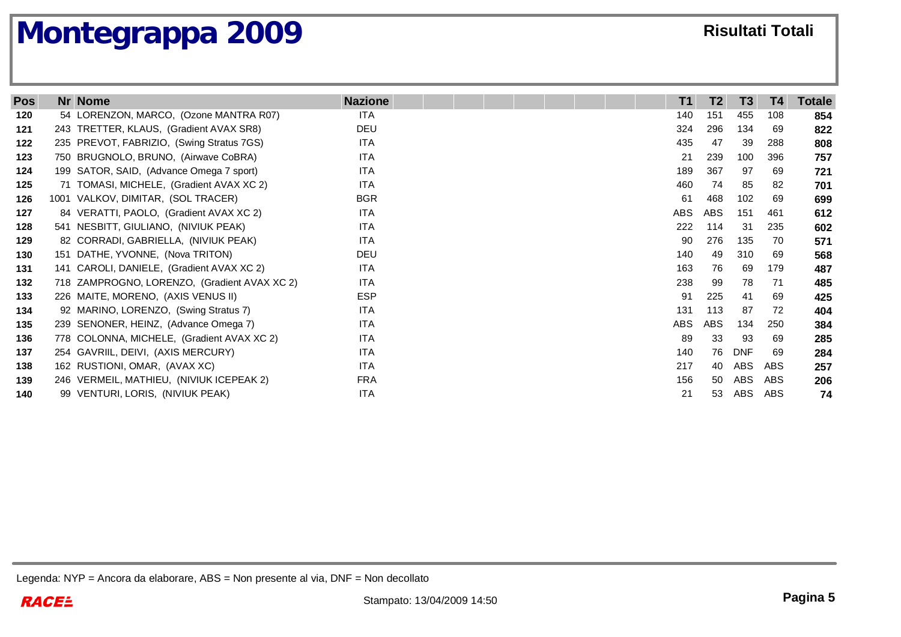# Montegrappa 2009

**Risultati Totali**

| Pos | Nr | Nome | Nazione | T1 | T2 | T3 | T4 | Totale |
|---|---|---|---|---|---|---|---|---|
| **120** | 54 | LORENZON, MARCO, (Ozone MANTRA R07) | ITA | 140 | 151 | 455 | 108 | **854** |
| **121** | 243 | TRETTER, KLAUS, (Gradient AVAX SR8) | DEU | 324 | 296 | 134 | 69 | **822** |
| **122** | 235 | PREVOT, FABRIZIO, (Swing Stratus 7GS) | ITA | 435 | 47 | 39 | 288 | **808** |
| **123** | 750 | BRUGNOLO, BRUNO, (Airwave CoBRA) | ITA | 21 | 239 | 100 | 396 | **757** |
| **124** | 199 | SATOR, SAID, (Advance Omega 7 sport) | ITA | 189 | 367 | 97 | 69 | **721** |
| **125** | 71 | TOMASI, MICHELE, (Gradient AVAX XC 2) | ITA | 460 | 74 | 85 | 82 | **701** |
| **126** | 1001 | VALKOV, DIMITAR, (SOL TRACER) | BGR | 61 | 468 | 102 | 69 | **699** |
| **127** | 84 | VERATTI, PAOLO, (Gradient AVAX XC 2) | ITA | ABS | ABS | 151 | 461 | **612** |
| **128** | 541 | NESBITT, GIULIANO, (NIVIUK PEAK) | ITA | 222 | 114 | 31 | 235 | **602** |
| **129** | 82 | CORRADI, GABRIELLA, (NIVIUK PEAK) | ITA | 90 | 276 | 135 | 70 | **571** |
| **130** | 151 | DATHE, YVONNE, (Nova TRITON) | DEU | 140 | 49 | 310 | 69 | **568** |
| **131** | 141 | CAROLI, DANIELE, (Gradient AVAX XC 2) | ITA | 163 | 76 | 69 | 179 | **487** |
| **132** | 718 | ZAMPROGNO, LORENZO, (Gradient AVAX XC 2) | ITA | 238 | 99 | 78 | 71 | **485** |
| **133** | 226 | MAITE, MORENO, (AXIS VENUS II) | ESP | 91 | 225 | 41 | 69 | **425** |
| **134** | 92 | MARINO, LORENZO, (Swing Stratus 7) | ITA | 131 | 113 | 87 | 72 | **404** |
| **135** | 239 | SENONER, HEINZ, (Advance Omega 7) | ITA | ABS | ABS | 134 | 250 | **384** |
| **136** | 778 | COLONNA, MICHELE, (Gradient AVAX XC 2) | ITA | 89 | 33 | 93 | 69 | **285** |
| **137** | 254 | GAVRIIL, DEIVI, (AXIS MERCURY) | ITA | 140 | 76 | DNF | 69 | **284** |
| **138** | 162 | RUSTIONI, OMAR, (AVAX XC) | ITA | 217 | 40 | ABS | ABS | **257** |
| **139** | 246 | VERMEIL, MATHIEU, (NIVIUK ICEPEAK 2) | FRA | 156 | 50 | ABS | ABS | **206** |
| **140** | 99 | VENTURI, LORIS, (NIVIUK PEAK) | ITA | 21 | 53 | ABS | ABS | **74** |

Legenda: NYP = Ancora da elaborare, ABS = Non presente al via, DNF = Non decollato

RACE

Stampato: 13/04/2009 14:50